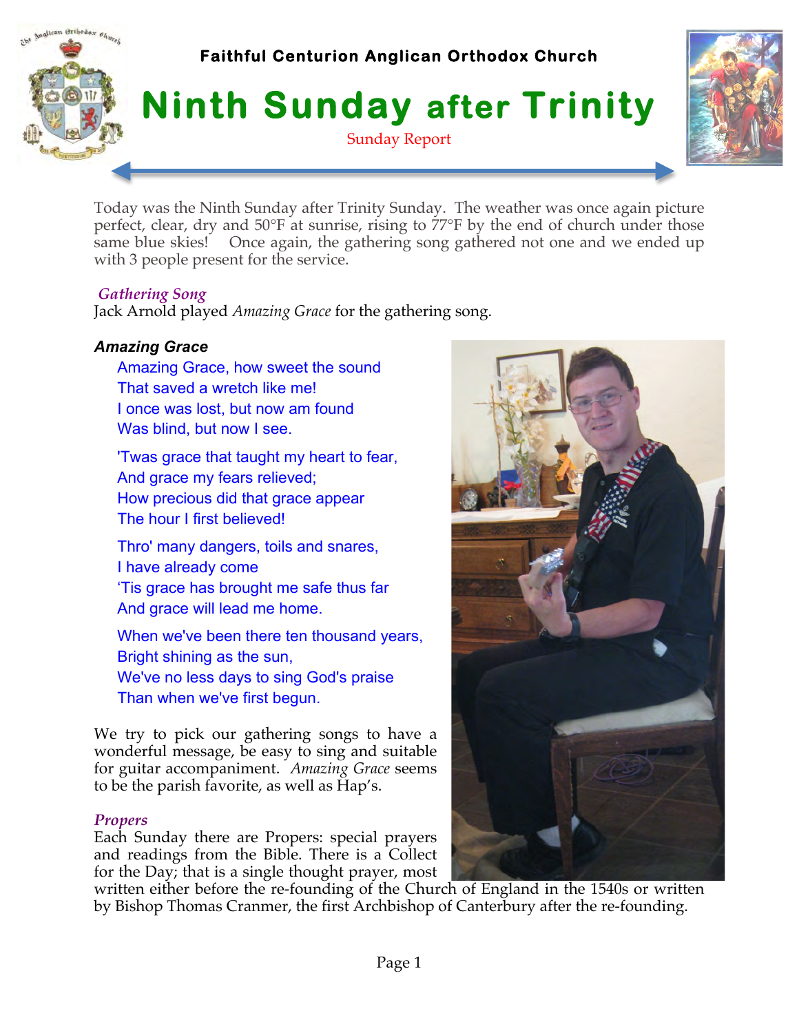Faithful Centurion Anglican Orthodox Church

# Ninth Sunday after Trinity

Sunday Report

Today was the Ninth Sunday after Trinity Sunday. The weather was once again picture perfect, clear, dry and 50°F at sunrise, rising to 77°F by the end of church under those same blue skies! Once again, the gathering song gathered not one and we ended up with 3 people present for the service.

### *Gathering Song*

Jack Arnold played *Amazing Grace* for the gathering song.

***Amazing Grace***

Amazing Grace, how sweet the sound
That saved a wretch like me!
I once was lost, but now am found
Was blind, but now I see.

'Twas grace that taught my heart to fear,
And grace my fears relieved;
How precious did that grace appear
The hour I first believed!

Thro' many dangers, toils and snares,
I have already come
'Tis grace has brought me safe thus far
And grace will lead me home.

When we've been there ten thousand years,
Bright shining as the sun,
We've no less days to sing God's praise
Than when we've first begun.

We try to pick our gathering songs to have a wonderful message, be easy to sing and suitable for guitar accompaniment. *Amazing Grace* seems to be the parish favorite, as well as Hap's.

### *Propers*

Each Sunday there are Propers: special prayers and readings from the Bible. There is a Collect for the Day; that is a single thought prayer, most written either before the re-founding of the Church of England in the 1540s or written by Bishop Thomas Cranmer, the first Archbishop of Canterbury after the re-founding.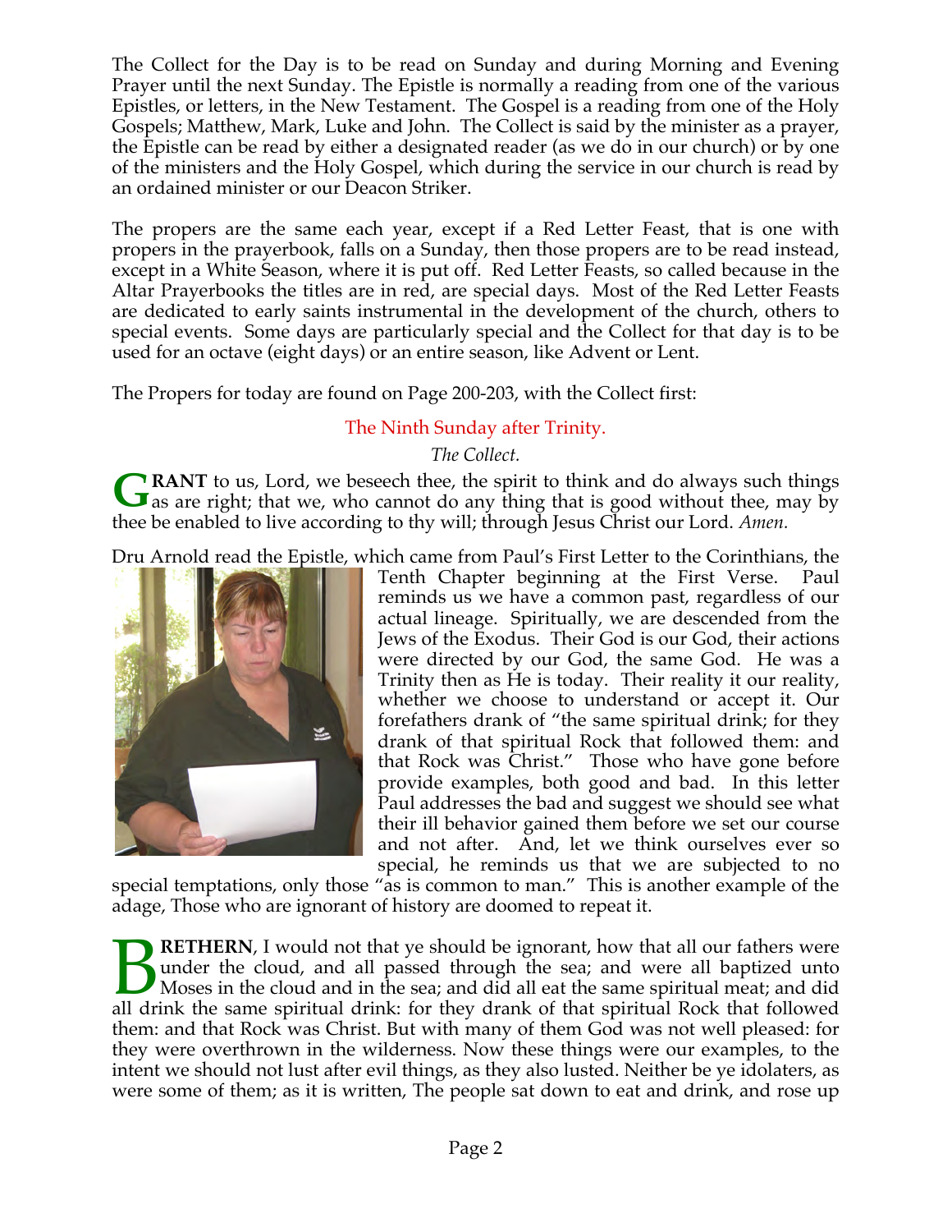The Collect for the Day is to be read on Sunday and during Morning and Evening Prayer until the next Sunday. The Epistle is normally a reading from one of the various Epistles, or letters, in the New Testament. The Gospel is a reading from one of the Holy Gospels; Matthew, Mark, Luke and John. The Collect is said by the minister as a prayer, the Epistle can be read by either a designated reader (as we do in our church) or by one of the ministers and the Holy Gospel, which during the service in our church is read by an ordained minister or our Deacon Striker.

The propers are the same each year, except if a Red Letter Feast, that is one with propers in the prayerbook, falls on a Sunday, then those propers are to be read instead, except in a White Season, where it is put off. Red Letter Feasts, so called because in the Altar Prayerbooks the titles are in red, are special days. Most of the Red Letter Feasts are dedicated to early saints instrumental in the development of the church, others to special events. Some days are particularly special and the Collect for that day is to be used for an octave (eight days) or an entire season, like Advent or Lent.

The Propers for today are found on Page 200-203, with the Collect first:

## The Ninth Sunday after Trinity.

*The Collect.*

**GRANT** to us, Lord, we beseech thee, the spirit to think and do always such things as are right; that we, who cannot do any thing that is good without thee, may by thee be enabled to live according to thy will; through Jesus Christ our Lord. *Amen.*

Dru Arnold read the Epistle, which came from Paul's First Letter to the Corinthians, the Tenth Chapter beginning at the First Verse. Paul reminds us we have a common past, regardless of our actual lineage. Spiritually, we are descended from the Jews of the Exodus. Their God is our God, their actions were directed by our God, the same God. He was a Trinity then as He is today. Their reality it our reality, whether we choose to understand or accept it. Our forefathers drank of "the same spiritual drink; for they drank of that spiritual Rock that followed them: and that Rock was Christ." Those who have gone before provide examples, both good and bad. In this letter Paul addresses the bad and suggest we should see what their ill behavior gained them before we set our course and not after. And, let we think ourselves ever so special, he reminds us that we are subjected to no special temptations, only those "as is common to man." This is another example of the adage, Those who are ignorant of history are doomed to repeat it.

**BRETHERN**, I would not that ye should be ignorant, how that all our fathers were under the cloud, and all passed through the sea; and were all baptized unto Moses in the cloud and in the sea; and did all eat the same spiritual meat; and did all drink the same spiritual drink: for they drank of that spiritual Rock that followed them: and that Rock was Christ. But with many of them God was not well pleased: for they were overthrown in the wilderness. Now these things were our examples, to the intent we should not lust after evil things, as they also lusted. Neither be ye idolaters, as were some of them; as it is written, The people sat down to eat and drink, and rose up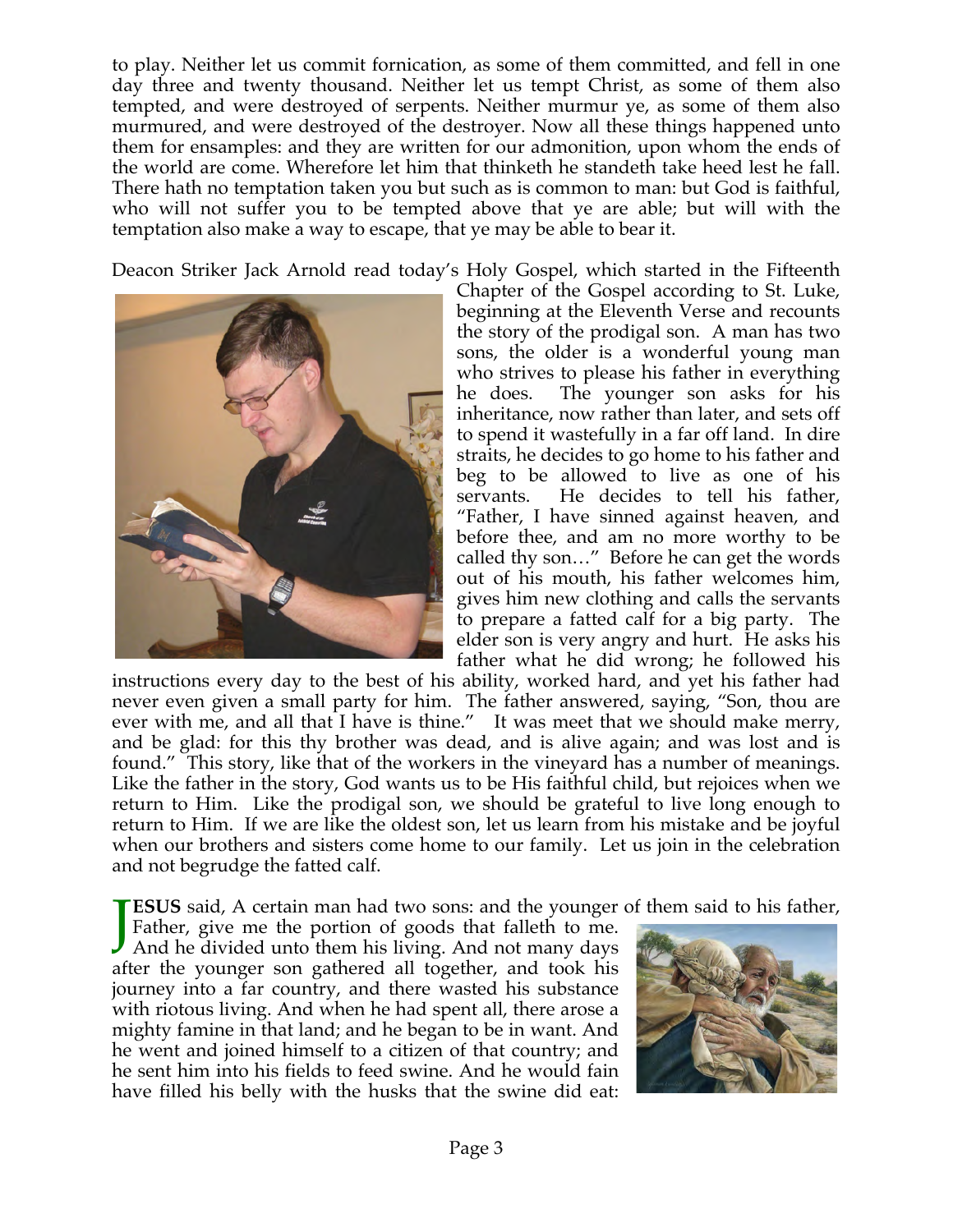to play. Neither let us commit fornication, as some of them committed, and fell in one day three and twenty thousand. Neither let us tempt Christ, as some of them also tempted, and were destroyed of serpents. Neither murmur ye, as some of them also murmured, and were destroyed of the destroyer. Now all these things happened unto them for ensamples: and they are written for our admonition, upon whom the ends of the world are come. Wherefore let him that thinketh he standeth take heed lest he fall. There hath no temptation taken you but such as is common to man: but God is faithful, who will not suffer you to be tempted above that ye are able; but will with the temptation also make a way to escape, that ye may be able to bear it.

Deacon Striker Jack Arnold read today's Holy Gospel, which started in the Fifteenth Chapter of the Gospel according to St. Luke, beginning at the Eleventh Verse and recounts the story of the prodigal son. A man has two sons, the older is a wonderful young man who strives to please his father in everything he does. The younger son asks for his inheritance, now rather than later, and sets off to spend it wastefully in a far off land. In dire straits, he decides to go home to his father and beg to be allowed to live as one of his servants. He decides to tell his father, "Father, I have sinned against heaven, and before thee, and am no more worthy to be called thy son…" Before he can get the words out of his mouth, his father welcomes him, gives him new clothing and calls the servants to prepare a fatted calf for a big party. The elder son is very angry and hurt. He asks his father what he did wrong; he followed his instructions every day to the best of his ability, worked hard, and yet his father had never even given a small party for him. The father answered, saying, "Son, thou are ever with me, and all that I have is thine." It was meet that we should make merry, and be glad: for this thy brother was dead, and is alive again; and was lost and is found." This story, like that of the workers in the vineyard has a number of meanings. Like the father in the story, God wants us to be His faithful child, but rejoices when we return to Him. Like the prodigal son, we should be grateful to live long enough to return to Him. If we are like the oldest son, let us learn from his mistake and be joyful when our brothers and sisters come home to our family. Let us join in the celebration and not begrudge the fatted calf.

**JESUS** said, A certain man had two sons: and the younger of them said to his father, Father, give me the portion of goods that falleth to me. And he divided unto them his living. And not many days after the younger son gathered all together, and took his journey into a far country, and there wasted his substance with riotous living. And when he had spent all, there arose a mighty famine in that land; and he began to be in want. And he went and joined himself to a citizen of that country; and he sent him into his fields to feed swine. And he would fain have filled his belly with the husks that the swine did eat: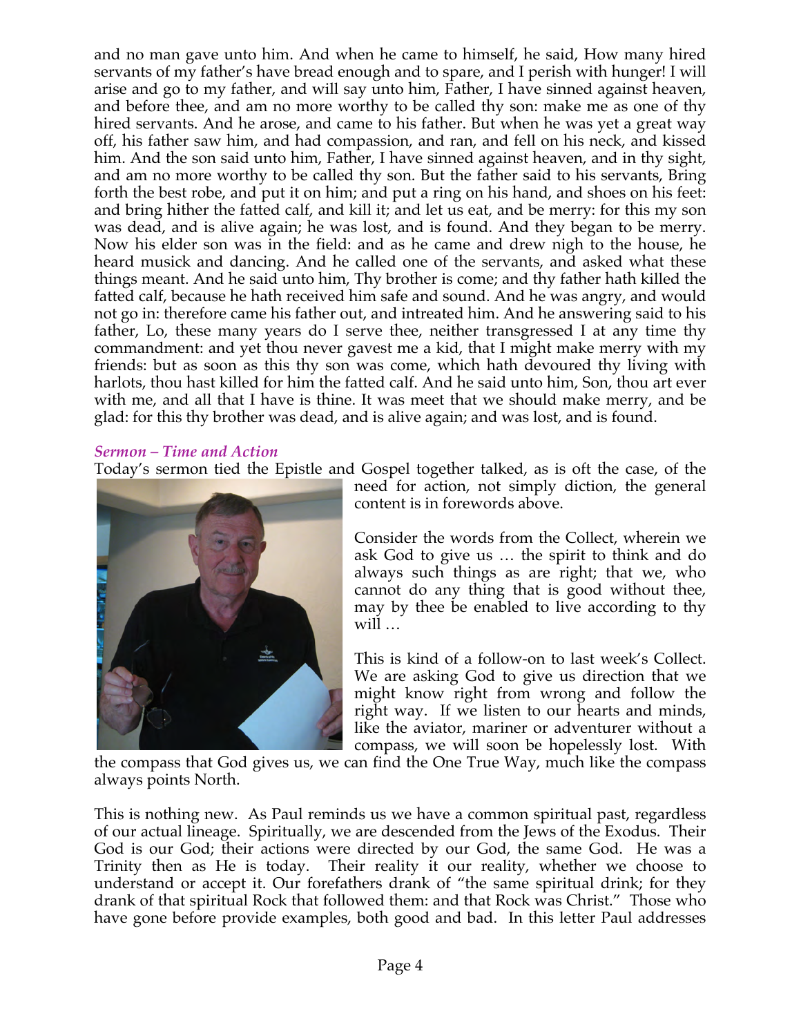and no man gave unto him. And when he came to himself, he said, How many hired servants of my father's have bread enough and to spare, and I perish with hunger! I will arise and go to my father, and will say unto him, Father, I have sinned against heaven, and before thee, and am no more worthy to be called thy son: make me as one of thy hired servants. And he arose, and came to his father. But when he was yet a great way off, his father saw him, and had compassion, and ran, and fell on his neck, and kissed him. And the son said unto him, Father, I have sinned against heaven, and in thy sight, and am no more worthy to be called thy son. But the father said to his servants, Bring forth the best robe, and put it on him; and put a ring on his hand, and shoes on his feet: and bring hither the fatted calf, and kill it; and let us eat, and be merry: for this my son was dead, and is alive again; he was lost, and is found. And they began to be merry. Now his elder son was in the field: and as he came and drew nigh to the house, he heard musick and dancing. And he called one of the servants, and asked what these things meant. And he said unto him, Thy brother is come; and thy father hath killed the fatted calf, because he hath received him safe and sound. And he was angry, and would not go in: therefore came his father out, and intreated him. And he answering said to his father, Lo, these many years do I serve thee, neither transgressed I at any time thy commandment: and yet thou never gavest me a kid, that I might make merry with my friends: but as soon as this thy son was come, which hath devoured thy living with harlots, thou hast killed for him the fatted calf. And he said unto him, Son, thou art ever with me, and all that I have is thine. It was meet that we should make merry, and be glad: for this thy brother was dead, and is alive again; and was lost, and is found.

### *Sermon – Time and Action*

Today's sermon tied the Epistle and Gospel together talked, as is oft the case, of the need for action, not simply diction, the general content is in forewords above.

Consider the words from the Collect, wherein we ask God to give us … the spirit to think and do always such things as are right; that we, who cannot do any thing that is good without thee, may by thee be enabled to live according to thy will …

This is kind of a follow-on to last week's Collect. We are asking God to give us direction that we might know right from wrong and follow the right way. If we listen to our hearts and minds, like the aviator, mariner or adventurer without a compass, we will soon be hopelessly lost. With the compass that God gives us, we can find the One True Way, much like the compass always points North.

This is nothing new. As Paul reminds us we have a common spiritual past, regardless of our actual lineage. Spiritually, we are descended from the Jews of the Exodus. Their God is our God; their actions were directed by our God, the same God. He was a Trinity then as He is today. Their reality it our reality, whether we choose to understand or accept it. Our forefathers drank of "the same spiritual drink; for they drank of that spiritual Rock that followed them: and that Rock was Christ." Those who have gone before provide examples, both good and bad. In this letter Paul addresses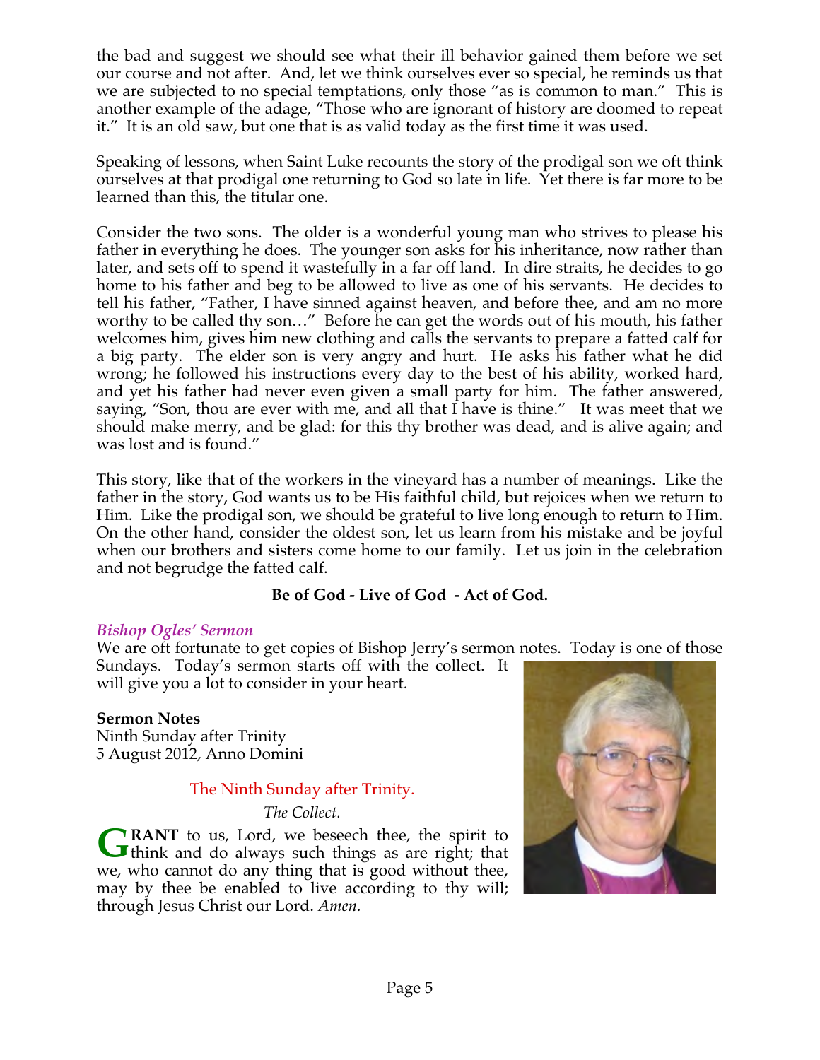the bad and suggest we should see what their ill behavior gained them before we set our course and not after. And, let we think ourselves ever so special, he reminds us that we are subjected to no special temptations, only those "as is common to man." This is another example of the adage, "Those who are ignorant of history are doomed to repeat it." It is an old saw, but one that is as valid today as the first time it was used.

Speaking of lessons, when Saint Luke recounts the story of the prodigal son we oft think ourselves at that prodigal one returning to God so late in life. Yet there is far more to be learned than this, the titular one.

Consider the two sons. The older is a wonderful young man who strives to please his father in everything he does. The younger son asks for his inheritance, now rather than later, and sets off to spend it wastefully in a far off land. In dire straits, he decides to go home to his father and beg to be allowed to live as one of his servants. He decides to tell his father, "Father, I have sinned against heaven, and before thee, and am no more worthy to be called thy son…" Before he can get the words out of his mouth, his father welcomes him, gives him new clothing and calls the servants to prepare a fatted calf for a big party. The elder son is very angry and hurt. He asks his father what he did wrong; he followed his instructions every day to the best of his ability, worked hard, and yet his father had never even given a small party for him. The father answered, saying, "Son, thou are ever with me, and all that I have is thine." It was meet that we should make merry, and be glad: for this thy brother was dead, and is alive again; and was lost and is found."

This story, like that of the workers in the vineyard has a number of meanings. Like the father in the story, God wants us to be His faithful child, but rejoices when we return to Him. Like the prodigal son, we should be grateful to live long enough to return to Him. On the other hand, consider the oldest son, let us learn from his mistake and be joyful when our brothers and sisters come home to our family. Let us join in the celebration and not begrudge the fatted calf.

**Be of God - Live of God - Act of God.**

### *Bishop Ogles' Sermon*

We are oft fortunate to get copies of Bishop Jerry's sermon notes. Today is one of those Sundays. Today's sermon starts off with the collect. It will give you a lot to consider in your heart.

**Sermon Notes**
Ninth Sunday after Trinity
5 August 2012, Anno Domini

The Ninth Sunday after Trinity.

*The Collect.*

**GRANT** to us, Lord, we beseech thee, the spirit to think and do always such things as are right; that we, who cannot do any thing that is good without thee, may by thee be enabled to live according to thy will; through Jesus Christ our Lord. *Amen.*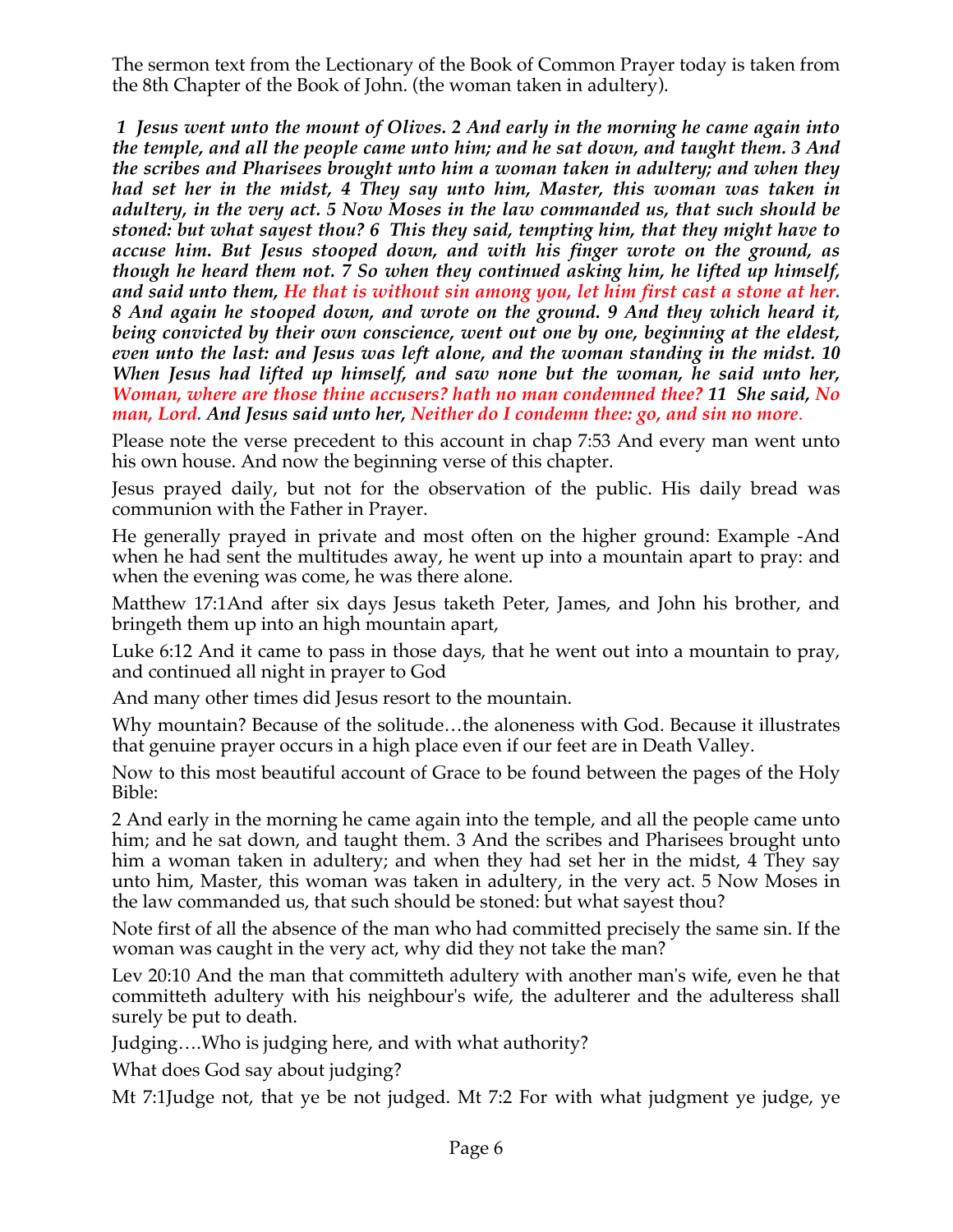The sermon text from the Lectionary of the Book of Common Prayer today is taken from the 8th Chapter of the Book of John. (the woman taken in adultery).

***1 Jesus went unto the mount of Olives. 2 And early in the morning he came again into the temple, and all the people came unto him; and he sat down, and taught them. 3 And the scribes and Pharisees brought unto him a woman taken in adultery; and when they had set her in the midst, 4 They say unto him, Master, this woman was taken in adultery, in the very act. 5 Now Moses in the law commanded us, that such should be stoned: but what sayest thou? 6 This they said, tempting him, that they might have to accuse him. But Jesus stooped down, and with his finger wrote on the ground, as though he heard them not. 7 So when they continued asking him, he lifted up himself, and said unto them, He that is without sin among you, let him first cast a stone at her. 8 And again he stooped down, and wrote on the ground. 9 And they which heard it, being convicted by their own conscience, went out one by one, beginning at the eldest, even unto the last: and Jesus was left alone, and the woman standing in the midst. 10 When Jesus had lifted up himself, and saw none but the woman, he said unto her, Woman, where are those thine accusers? hath no man condemned thee? 11 She said, No man, Lord. And Jesus said unto her, Neither do I condemn thee: go, and sin no more.***

Please note the verse precedent to this account in chap 7:53 And every man went unto his own house. And now the beginning verse of this chapter.

Jesus prayed daily, but not for the observation of the public. His daily bread was communion with the Father in Prayer.

He generally prayed in private and most often on the higher ground: Example -And when he had sent the multitudes away, he went up into a mountain apart to pray: and when the evening was come, he was there alone.

Matthew 17:1And after six days Jesus taketh Peter, James, and John his brother, and bringeth them up into an high mountain apart,

Luke 6:12 And it came to pass in those days, that he went out into a mountain to pray, and continued all night in prayer to God

And many other times did Jesus resort to the mountain.

Why mountain? Because of the solitude…the aloneness with God. Because it illustrates that genuine prayer occurs in a high place even if our feet are in Death Valley.

Now to this most beautiful account of Grace to be found between the pages of the Holy Bible:

2 And early in the morning he came again into the temple, and all the people came unto him; and he sat down, and taught them. 3 And the scribes and Pharisees brought unto him a woman taken in adultery; and when they had set her in the midst, 4 They say unto him, Master, this woman was taken in adultery, in the very act. 5 Now Moses in the law commanded us, that such should be stoned: but what sayest thou?

Note first of all the absence of the man who had committed precisely the same sin. If the woman was caught in the very act, why did they not take the man?

Lev 20:10 And the man that committeth adultery with another man's wife, even he that committeth adultery with his neighbour's wife, the adulterer and the adulteress shall surely be put to death.

Judging….Who is judging here, and with what authority?

What does God say about judging?

Mt 7:1Judge not, that ye be not judged. Mt 7:2 For with what judgment ye judge, ye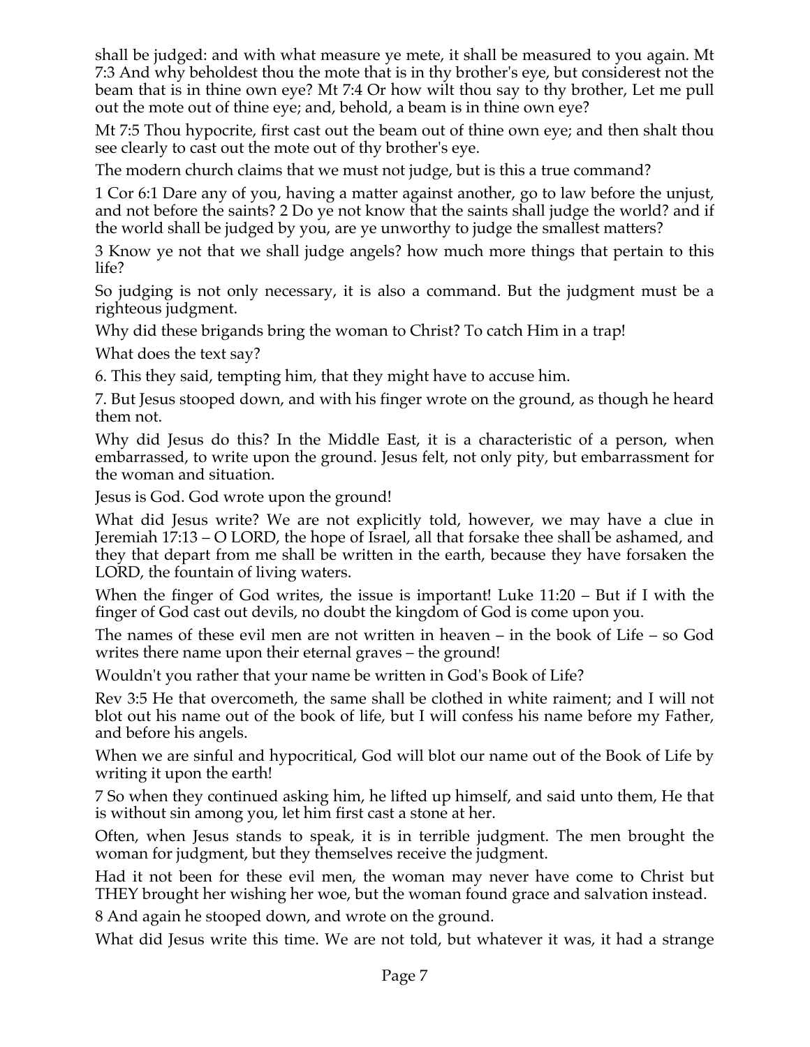shall be judged: and with what measure ye mete, it shall be measured to you again. Mt 7:3 And why beholdest thou the mote that is in thy brother's eye, but considerest not the beam that is in thine own eye? Mt 7:4 Or how wilt thou say to thy brother, Let me pull out the mote out of thine eye; and, behold, a beam is in thine own eye?

Mt 7:5 Thou hypocrite, first cast out the beam out of thine own eye; and then shalt thou see clearly to cast out the mote out of thy brother's eye.

The modern church claims that we must not judge, but is this a true command?

1 Cor 6:1 Dare any of you, having a matter against another, go to law before the unjust, and not before the saints? 2 Do ye not know that the saints shall judge the world? and if the world shall be judged by you, are ye unworthy to judge the smallest matters?

3 Know ye not that we shall judge angels? how much more things that pertain to this life?

So judging is not only necessary, it is also a command. But the judgment must be a righteous judgment.

Why did these brigands bring the woman to Christ? To catch Him in a trap!

What does the text say?

6. This they said, tempting him, that they might have to accuse him.

7. But Jesus stooped down, and with his finger wrote on the ground, as though he heard them not.

Why did Jesus do this? In the Middle East, it is a characteristic of a person, when embarrassed, to write upon the ground. Jesus felt, not only pity, but embarrassment for the woman and situation.

Jesus is God. God wrote upon the ground!

What did Jesus write? We are not explicitly told, however, we may have a clue in Jeremiah 17:13 – O LORD, the hope of Israel, all that forsake thee shall be ashamed, and they that depart from me shall be written in the earth, because they have forsaken the LORD, the fountain of living waters.

When the finger of God writes, the issue is important! Luke 11:20 – But if I with the finger of God cast out devils, no doubt the kingdom of God is come upon you.

The names of these evil men are not written in heaven – in the book of Life – so God writes there name upon their eternal graves – the ground!

Wouldn't you rather that your name be written in God's Book of Life?

Rev 3:5 He that overcometh, the same shall be clothed in white raiment; and I will not blot out his name out of the book of life, but I will confess his name before my Father, and before his angels.

When we are sinful and hypocritical, God will blot our name out of the Book of Life by writing it upon the earth!

7 So when they continued asking him, he lifted up himself, and said unto them, He that is without sin among you, let him first cast a stone at her.

Often, when Jesus stands to speak, it is in terrible judgment. The men brought the woman for judgment, but they themselves receive the judgment.

Had it not been for these evil men, the woman may never have come to Christ but THEY brought her wishing her woe, but the woman found grace and salvation instead.

8 And again he stooped down, and wrote on the ground.

What did Jesus write this time. We are not told, but whatever it was, it had a strange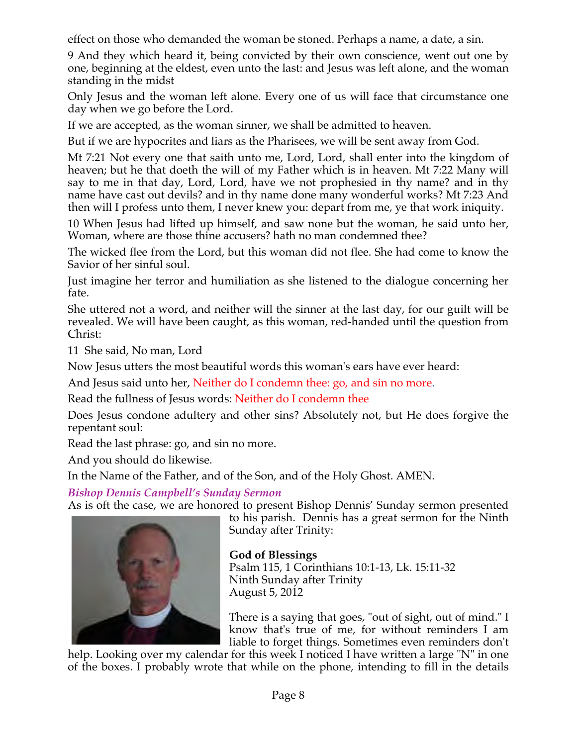effect on those who demanded the woman be stoned. Perhaps a name, a date, a sin.

9 And they which heard it, being convicted by their own conscience, went out one by one, beginning at the eldest, even unto the last: and Jesus was left alone, and the woman standing in the midst

Only Jesus and the woman left alone. Every one of us will face that circumstance one day when we go before the Lord.

If we are accepted, as the woman sinner, we shall be admitted to heaven.

But if we are hypocrites and liars as the Pharisees, we will be sent away from God.

Mt 7:21 Not every one that saith unto me, Lord, Lord, shall enter into the kingdom of heaven; but he that doeth the will of my Father which is in heaven. Mt 7:22 Many will say to me in that day, Lord, Lord, have we not prophesied in thy name? and in thy name have cast out devils? and in thy name done many wonderful works? Mt 7:23 And then will I profess unto them, I never knew you: depart from me, ye that work iniquity.

10 When Jesus had lifted up himself, and saw none but the woman, he said unto her, Woman, where are those thine accusers? hath no man condemned thee?

The wicked flee from the Lord, but this woman did not flee. She had come to know the Savior of her sinful soul.

Just imagine her terror and humiliation as she listened to the dialogue concerning her fate.

She uttered not a word, and neither will the sinner at the last day, for our guilt will be revealed. We will have been caught, as this woman, red-handed until the question from Christ:

11 She said, No man, Lord

Now Jesus utters the most beautiful words this woman's ears have ever heard:

And Jesus said unto her, Neither do I condemn thee: go, and sin no more.

Read the fullness of Jesus words: Neither do I condemn thee

Does Jesus condone adultery and other sins? Absolutely not, but He does forgive the repentant soul:

Read the last phrase: go, and sin no more.

And you should do likewise.

In the Name of the Father, and of the Son, and of the Holy Ghost. AMEN.

## *Bishop Dennis Campbell's Sunday Sermon*

As is oft the case, we are honored to present Bishop Dennis' Sunday sermon presented to his parish. Dennis has a great sermon for the Ninth Sunday after Trinity:

**God of Blessings**
Psalm 115, 1 Corinthians 10:1-13, Lk. 15:11-32
Ninth Sunday after Trinity
August 5, 2012

There is a saying that goes, "out of sight, out of mind." I know that's true of me, for without reminders I am liable to forget things. Sometimes even reminders don't help. Looking over my calendar for this week I noticed I have written a large "N" in one of the boxes. I probably wrote that while on the phone, intending to fill in the details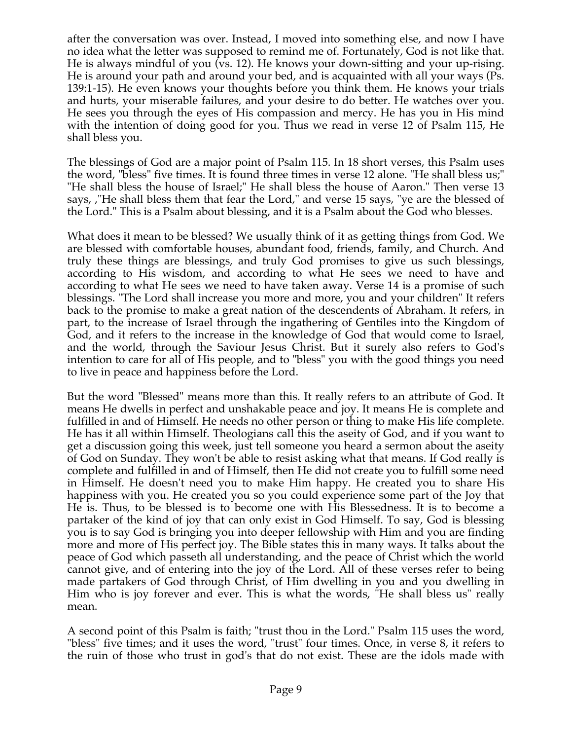after the conversation was over. Instead, I moved into something else, and now I have no idea what the letter was supposed to remind me of. Fortunately, God is not like that. He is always mindful of you (vs. 12). He knows your down-sitting and your up-rising. He is around your path and around your bed, and is acquainted with all your ways (Ps. 139:1-15). He even knows your thoughts before you think them. He knows your trials and hurts, your miserable failures, and your desire to do better. He watches over you. He sees you through the eyes of His compassion and mercy. He has you in His mind with the intention of doing good for you. Thus we read in verse 12 of Psalm 115, He shall bless you.

The blessings of God are a major point of Psalm 115. In 18 short verses, this Psalm uses the word, "bless" five times. It is found three times in verse 12 alone. "He shall bless us;" "He shall bless the house of Israel;" He shall bless the house of Aaron." Then verse 13 says, ,"He shall bless them that fear the Lord," and verse 15 says, "ye are the blessed of the Lord." This is a Psalm about blessing, and it is a Psalm about the God who blesses.

What does it mean to be blessed? We usually think of it as getting things from God. We are blessed with comfortable houses, abundant food, friends, family, and Church. And truly these things are blessings, and truly God promises to give us such blessings, according to His wisdom, and according to what He sees we need to have and according to what He sees we need to have taken away. Verse 14 is a promise of such blessings. "The Lord shall increase you more and more, you and your children" It refers back to the promise to make a great nation of the descendents of Abraham. It refers, in part, to the increase of Israel through the ingathering of Gentiles into the Kingdom of God, and it refers to the increase in the knowledge of God that would come to Israel, and the world, through the Saviour Jesus Christ. But it surely also refers to God's intention to care for all of His people, and to "bless" you with the good things you need to live in peace and happiness before the Lord.

But the word "Blessed" means more than this. It really refers to an attribute of God. It means He dwells in perfect and unshakable peace and joy. It means He is complete and fulfilled in and of Himself. He needs no other person or thing to make His life complete. He has it all within Himself. Theologians call this the aseity of God, and if you want to get a discussion going this week, just tell someone you heard a sermon about the aseity of God on Sunday. They won't be able to resist asking what that means. If God really is complete and fulfilled in and of Himself, then He did not create you to fulfill some need in Himself. He doesn't need you to make Him happy. He created you to share His happiness with you. He created you so you could experience some part of the Joy that He is. Thus, to be blessed is to become one with His Blessedness. It is to become a partaker of the kind of joy that can only exist in God Himself. To say, God is blessing you is to say God is bringing you into deeper fellowship with Him and you are finding more and more of His perfect joy. The Bible states this in many ways. It talks about the peace of God which passeth all understanding, and the peace of Christ which the world cannot give, and of entering into the joy of the Lord. All of these verses refer to being made partakers of God through Christ, of Him dwelling in you and you dwelling in Him who is joy forever and ever. This is what the words, "He shall bless us" really mean.

A second point of this Psalm is faith; "trust thou in the Lord." Psalm 115 uses the word, "bless" five times; and it uses the word, "trust" four times. Once, in verse 8, it refers to the ruin of those who trust in god's that do not exist. These are the idols made with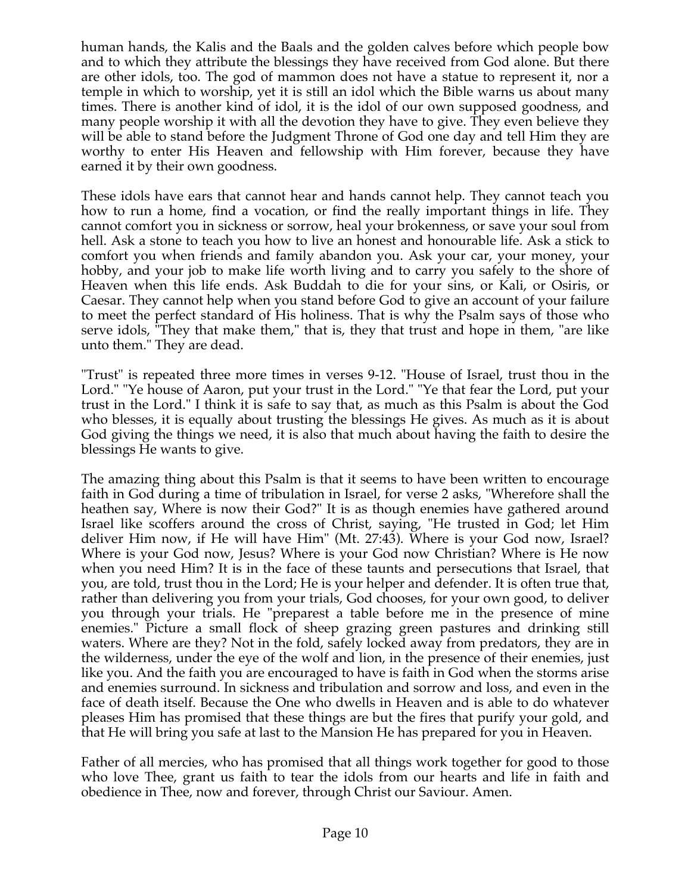human hands, the Kalis and the Baals and the golden calves before which people bow and to which they attribute the blessings they have received from God alone. But there are other idols, too. The god of mammon does not have a statue to represent it, nor a temple in which to worship, yet it is still an idol which the Bible warns us about many times. There is another kind of idol, it is the idol of our own supposed goodness, and many people worship it with all the devotion they have to give. They even believe they will be able to stand before the Judgment Throne of God one day and tell Him they are worthy to enter His Heaven and fellowship with Him forever, because they have earned it by their own goodness.

These idols have ears that cannot hear and hands cannot help. They cannot teach you how to run a home, find a vocation, or find the really important things in life. They cannot comfort you in sickness or sorrow, heal your brokenness, or save your soul from hell. Ask a stone to teach you how to live an honest and honourable life. Ask a stick to comfort you when friends and family abandon you. Ask your car, your money, your hobby, and your job to make life worth living and to carry you safely to the shore of Heaven when this life ends. Ask Buddah to die for your sins, or Kali, or Osiris, or Caesar. They cannot help when you stand before God to give an account of your failure to meet the perfect standard of His holiness. That is why the Psalm says of those who serve idols, "They that make them," that is, they that trust and hope in them, "are like unto them." They are dead.

"Trust" is repeated three more times in verses 9-12. "House of Israel, trust thou in the Lord." "Ye house of Aaron, put your trust in the Lord." "Ye that fear the Lord, put your trust in the Lord." I think it is safe to say that, as much as this Psalm is about the God who blesses, it is equally about trusting the blessings He gives. As much as it is about God giving the things we need, it is also that much about having the faith to desire the blessings He wants to give.

The amazing thing about this Psalm is that it seems to have been written to encourage faith in God during a time of tribulation in Israel, for verse 2 asks, "Wherefore shall the heathen say, Where is now their God?" It is as though enemies have gathered around Israel like scoffers around the cross of Christ, saying, "He trusted in God; let Him deliver Him now, if He will have Him" (Mt. 27:43). Where is your God now, Israel? Where is your God now, Jesus? Where is your God now Christian? Where is He now when you need Him? It is in the face of these taunts and persecutions that Israel, that you, are told, trust thou in the Lord; He is your helper and defender. It is often true that, rather than delivering you from your trials, God chooses, for your own good, to deliver you through your trials. He "preparest a table before me in the presence of mine enemies." Picture a small flock of sheep grazing green pastures and drinking still waters. Where are they? Not in the fold, safely locked away from predators, they are in the wilderness, under the eye of the wolf and lion, in the presence of their enemies, just like you. And the faith you are encouraged to have is faith in God when the storms arise and enemies surround. In sickness and tribulation and sorrow and loss, and even in the face of death itself. Because the One who dwells in Heaven and is able to do whatever pleases Him has promised that these things are but the fires that purify your gold, and that He will bring you safe at last to the Mansion He has prepared for you in Heaven.

Father of all mercies, who has promised that all things work together for good to those who love Thee, grant us faith to tear the idols from our hearts and life in faith and obedience in Thee, now and forever, through Christ our Saviour. Amen.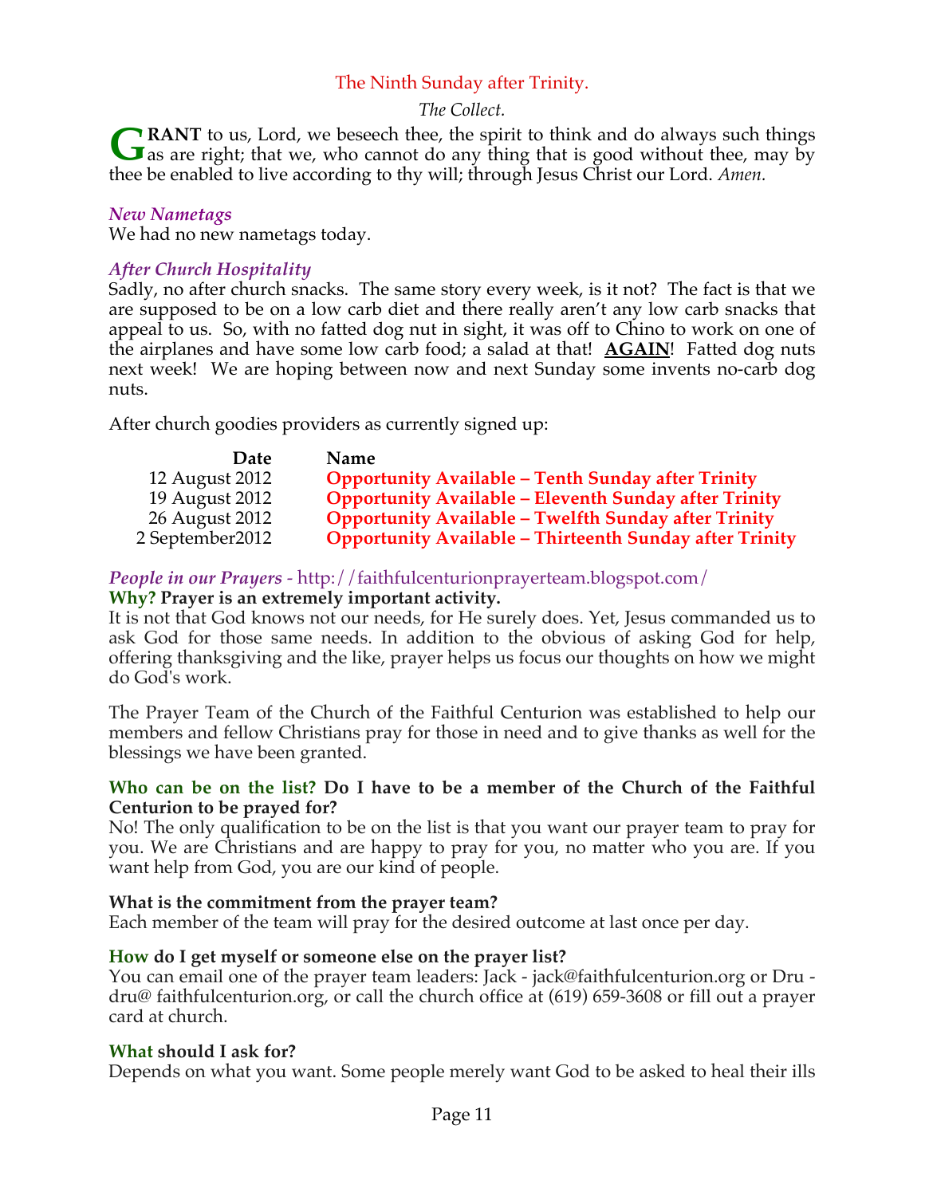## The Ninth Sunday after Trinity.

*The Collect.*

**GRANT** to us, Lord, we beseech thee, the spirit to think and do always such things as are right; that we, who cannot do any thing that is good without thee, may by thee be enabled to live according to thy will; through Jesus Christ our Lord. *Amen.*

### *New Nametags*

We had no new nametags today.

### *After Church Hospitality*

Sadly, no after church snacks. The same story every week, is it not? The fact is that we are supposed to be on a low carb diet and there really aren't any low carb snacks that appeal to us. So, with no fatted dog nut in sight, it was off to Chino to work on one of the airplanes and have some low carb food; a salad at that! **AGAIN**! Fatted dog nuts next week! We are hoping between now and next Sunday some invents no-carb dog nuts.

After church goodies providers as currently signed up:

| Date | Name |
|---|---|
| 12 August 2012 | **Opportunity Available – Tenth Sunday after Trinity** |
| 19 August 2012 | **Opportunity Available – Eleventh Sunday after Trinity** |
| 26 August 2012 | **Opportunity Available – Twelfth Sunday after Trinity** |
| 2 September2012 | **Opportunity Available – Thirteenth Sunday after Trinity** |

### *People in our Prayers* - http://faithfulcenturionprayerteam.blogspot.com/

**Why? Prayer is an extremely important activity.**

It is not that God knows not our needs, for He surely does. Yet, Jesus commanded us to ask God for those same needs. In addition to the obvious of asking God for help, offering thanksgiving and the like, prayer helps us focus our thoughts on how we might do God's work.

The Prayer Team of the Church of the Faithful Centurion was established to help our members and fellow Christians pray for those in need and to give thanks as well for the blessings we have been granted.

**Who can be on the list? Do I have to be a member of the Church of the Faithful Centurion to be prayed for?**

No! The only qualification to be on the list is that you want our prayer team to pray for you. We are Christians and are happy to pray for you, no matter who you are. If you want help from God, you are our kind of people.

**What is the commitment from the prayer team?**

Each member of the team will pray for the desired outcome at last once per day.

**How do I get myself or someone else on the prayer list?**

You can email one of the prayer team leaders: Jack - jack@faithfulcenturion.org or Dru - dru@ faithfulcenturion.org, or call the church office at (619) 659-3608 or fill out a prayer card at church.

**What should I ask for?**

Depends on what you want. Some people merely want God to be asked to heal their ills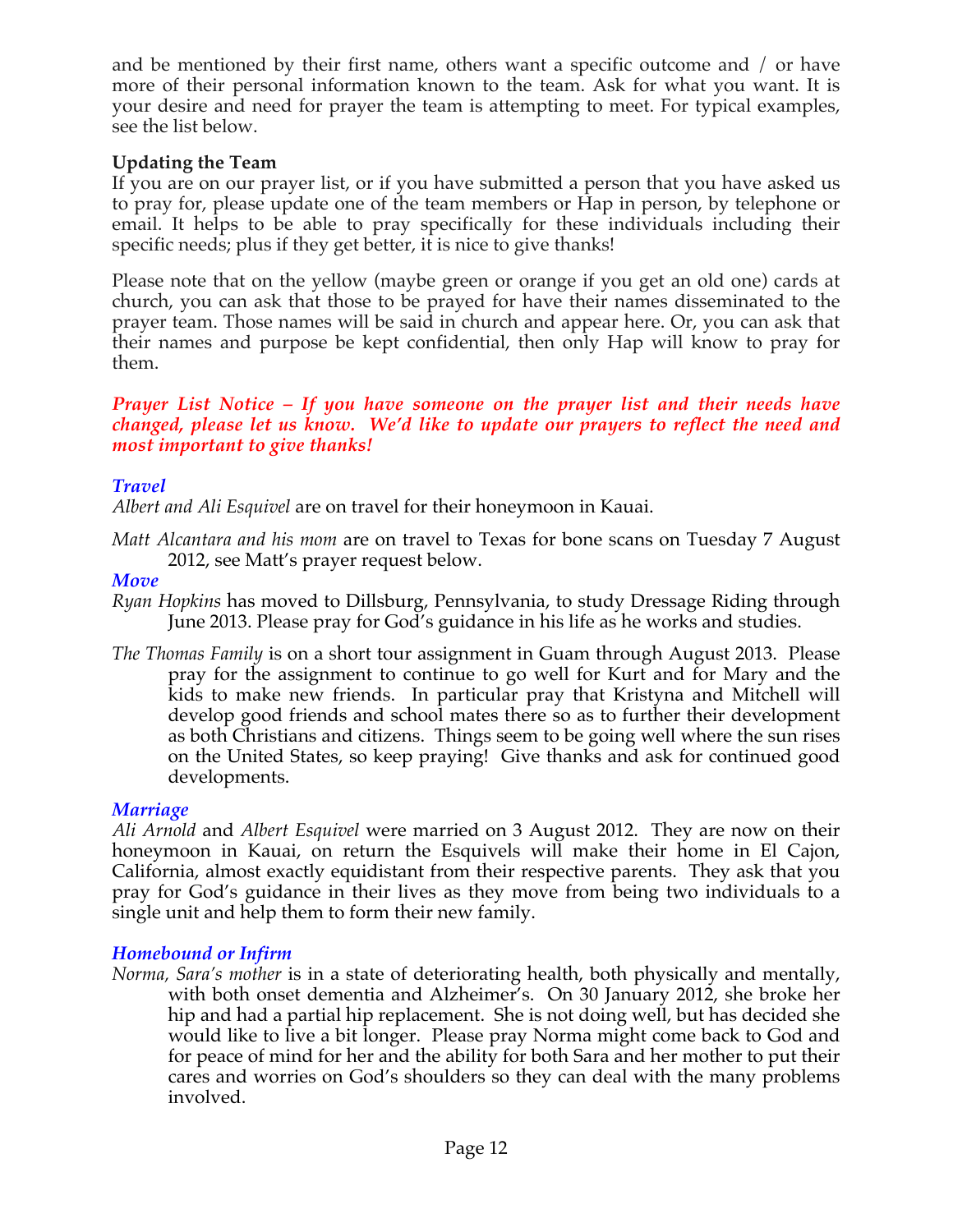and be mentioned by their first name, others want a specific outcome and / or have more of their personal information known to the team. Ask for what you want. It is your desire and need for prayer the team is attempting to meet. For typical examples, see the list below.

**Updating the Team**

If you are on our prayer list, or if you have submitted a person that you have asked us to pray for, please update one of the team members or Hap in person, by telephone or email. It helps to be able to pray specifically for these individuals including their specific needs; plus if they get better, it is nice to give thanks!

Please note that on the yellow (maybe green or orange if you get an old one) cards at church, you can ask that those to be prayed for have their names disseminated to the prayer team. Those names will be said in church and appear here. Or, you can ask that their names and purpose be kept confidential, then only Hap will know to pray for them.

***Prayer List Notice – If you have someone on the prayer list and their needs have changed, please let us know. We'd like to update our prayers to reflect the need and most important to give thanks!***

***Travel***

*Albert and Ali Esquivel* are on travel for their honeymoon in Kauai.

*Matt Alcantara and his mom* are on travel to Texas for bone scans on Tuesday 7 August 2012, see Matt's prayer request below.

***Move***

*Ryan Hopkins* has moved to Dillsburg, Pennsylvania, to study Dressage Riding through June 2013. Please pray for God's guidance in his life as he works and studies.

*The Thomas Family* is on a short tour assignment in Guam through August 2013. Please pray for the assignment to continue to go well for Kurt and for Mary and the kids to make new friends. In particular pray that Kristyna and Mitchell will develop good friends and school mates there so as to further their development as both Christians and citizens. Things seem to be going well where the sun rises on the United States, so keep praying! Give thanks and ask for continued good developments.

***Marriage***

*Ali Arnold* and *Albert Esquivel* were married on 3 August 2012. They are now on their honeymoon in Kauai, on return the Esquivels will make their home in El Cajon, California, almost exactly equidistant from their respective parents. They ask that you pray for God's guidance in their lives as they move from being two individuals to a single unit and help them to form their new family.

***Homebound or Infirm***

*Norma, Sara's mother* is in a state of deteriorating health, both physically and mentally, with both onset dementia and Alzheimer's. On 30 January 2012, she broke her hip and had a partial hip replacement. She is not doing well, but has decided she would like to live a bit longer. Please pray Norma might come back to God and for peace of mind for her and the ability for both Sara and her mother to put their cares and worries on God's shoulders so they can deal with the many problems involved.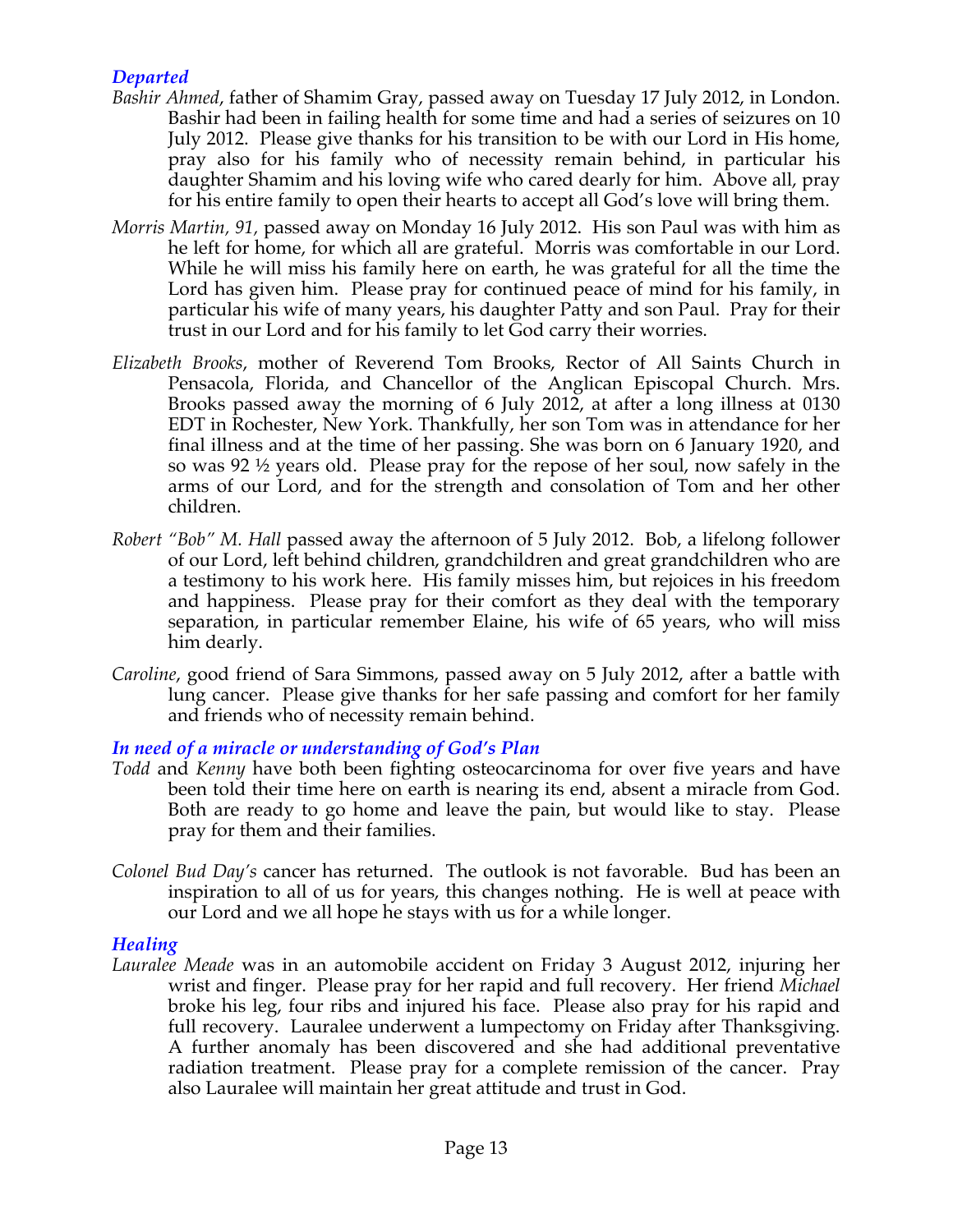### *Departed*

*Bashir Ahmed*, father of Shamim Gray, passed away on Tuesday 17 July 2012, in London. Bashir had been in failing health for some time and had a series of seizures on 10 July 2012. Please give thanks for his transition to be with our Lord in His home, pray also for his family who of necessity remain behind, in particular his daughter Shamim and his loving wife who cared dearly for him. Above all, pray for his entire family to open their hearts to accept all God's love will bring them.

*Morris Martin, 91*, passed away on Monday 16 July 2012. His son Paul was with him as he left for home, for which all are grateful. Morris was comfortable in our Lord. While he will miss his family here on earth, he was grateful for all the time the Lord has given him. Please pray for continued peace of mind for his family, in particular his wife of many years, his daughter Patty and son Paul. Pray for their trust in our Lord and for his family to let God carry their worries.

*Elizabeth Brooks*, mother of Reverend Tom Brooks, Rector of All Saints Church in Pensacola, Florida, and Chancellor of the Anglican Episcopal Church. Mrs. Brooks passed away the morning of 6 July 2012, at after a long illness at 0130 EDT in Rochester, New York. Thankfully, her son Tom was in attendance for her final illness and at the time of her passing. She was born on 6 January 1920, and so was 92 ½ years old. Please pray for the repose of her soul, now safely in the arms of our Lord, and for the strength and consolation of Tom and her other children.

*Robert "Bob" M. Hall* passed away the afternoon of 5 July 2012. Bob, a lifelong follower of our Lord, left behind children, grandchildren and great grandchildren who are a testimony to his work here. His family misses him, but rejoices in his freedom and happiness. Please pray for their comfort as they deal with the temporary separation, in particular remember Elaine, his wife of 65 years, who will miss him dearly.

*Caroline*, good friend of Sara Simmons, passed away on 5 July 2012, after a battle with lung cancer. Please give thanks for her safe passing and comfort for her family and friends who of necessity remain behind.

### *In need of a miracle or understanding of God's Plan*

*Todd* and *Kenny* have both been fighting osteocarcinoma for over five years and have been told their time here on earth is nearing its end, absent a miracle from God. Both are ready to go home and leave the pain, but would like to stay. Please pray for them and their families.

*Colonel Bud Day's* cancer has returned. The outlook is not favorable. Bud has been an inspiration to all of us for years, this changes nothing. He is well at peace with our Lord and we all hope he stays with us for a while longer.

### *Healing*

*Lauralee Meade* was in an automobile accident on Friday 3 August 2012, injuring her wrist and finger. Please pray for her rapid and full recovery. Her friend *Michael* broke his leg, four ribs and injured his face. Please also pray for his rapid and full recovery. Lauralee underwent a lumpectomy on Friday after Thanksgiving. A further anomaly has been discovered and she had additional preventative radiation treatment. Please pray for a complete remission of the cancer. Pray also Lauralee will maintain her great attitude and trust in God.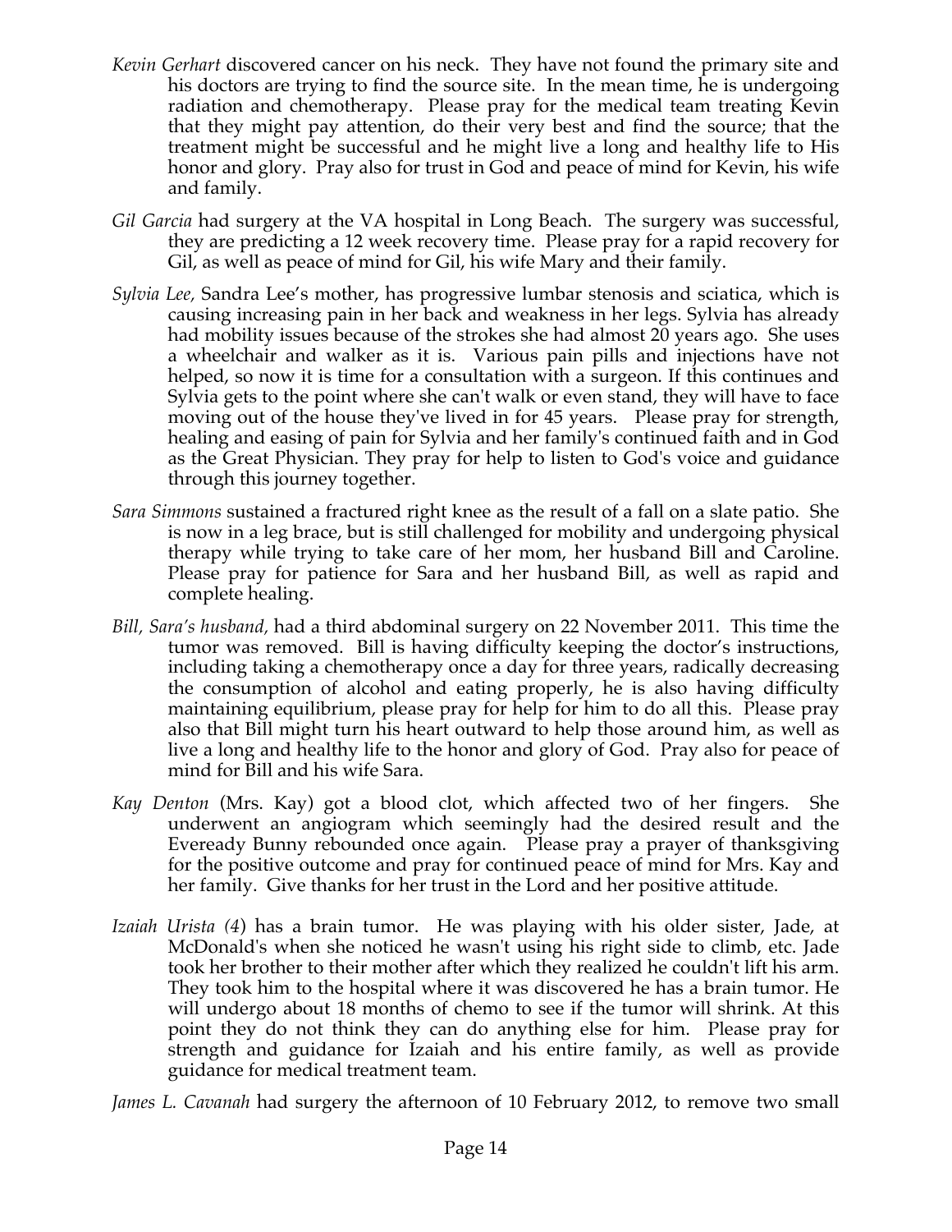*Kevin Gerhart* discovered cancer on his neck. They have not found the primary site and his doctors are trying to find the source site. In the mean time, he is undergoing radiation and chemotherapy. Please pray for the medical team treating Kevin that they might pay attention, do their very best and find the source; that the treatment might be successful and he might live a long and healthy life to His honor and glory. Pray also for trust in God and peace of mind for Kevin, his wife and family.

*Gil Garcia* had surgery at the VA hospital in Long Beach. The surgery was successful, they are predicting a 12 week recovery time. Please pray for a rapid recovery for Gil, as well as peace of mind for Gil, his wife Mary and their family.

*Sylvia Lee,* Sandra Lee's mother, has progressive lumbar stenosis and sciatica, which is causing increasing pain in her back and weakness in her legs. Sylvia has already had mobility issues because of the strokes she had almost 20 years ago. She uses a wheelchair and walker as it is. Various pain pills and injections have not helped, so now it is time for a consultation with a surgeon. If this continues and Sylvia gets to the point where she can't walk or even stand, they will have to face moving out of the house they've lived in for 45 years. Please pray for strength, healing and easing of pain for Sylvia and her family's continued faith and in God as the Great Physician. They pray for help to listen to God's voice and guidance through this journey together.

*Sara Simmons* sustained a fractured right knee as the result of a fall on a slate patio. She is now in a leg brace, but is still challenged for mobility and undergoing physical therapy while trying to take care of her mom, her husband Bill and Caroline. Please pray for patience for Sara and her husband Bill, as well as rapid and complete healing.

*Bill, Sara's husband,* had a third abdominal surgery on 22 November 2011. This time the tumor was removed. Bill is having difficulty keeping the doctor's instructions, including taking a chemotherapy once a day for three years, radically decreasing the consumption of alcohol and eating properly, he is also having difficulty maintaining equilibrium, please pray for help for him to do all this. Please pray also that Bill might turn his heart outward to help those around him, as well as live a long and healthy life to the honor and glory of God. Pray also for peace of mind for Bill and his wife Sara.

*Kay Denton* (Mrs. Kay) got a blood clot, which affected two of her fingers. She underwent an angiogram which seemingly had the desired result and the Eveready Bunny rebounded once again. Please pray a prayer of thanksgiving for the positive outcome and pray for continued peace of mind for Mrs. Kay and her family. Give thanks for her trust in the Lord and her positive attitude.

*Izaiah Urista (4*) has a brain tumor. He was playing with his older sister, Jade, at McDonald's when she noticed he wasn't using his right side to climb, etc. Jade took her brother to their mother after which they realized he couldn't lift his arm. They took him to the hospital where it was discovered he has a brain tumor. He will undergo about 18 months of chemo to see if the tumor will shrink. At this point they do not think they can do anything else for him. Please pray for strength and guidance for Izaiah and his entire family, as well as provide guidance for medical treatment team.

*James L. Cavanah* had surgery the afternoon of 10 February 2012, to remove two small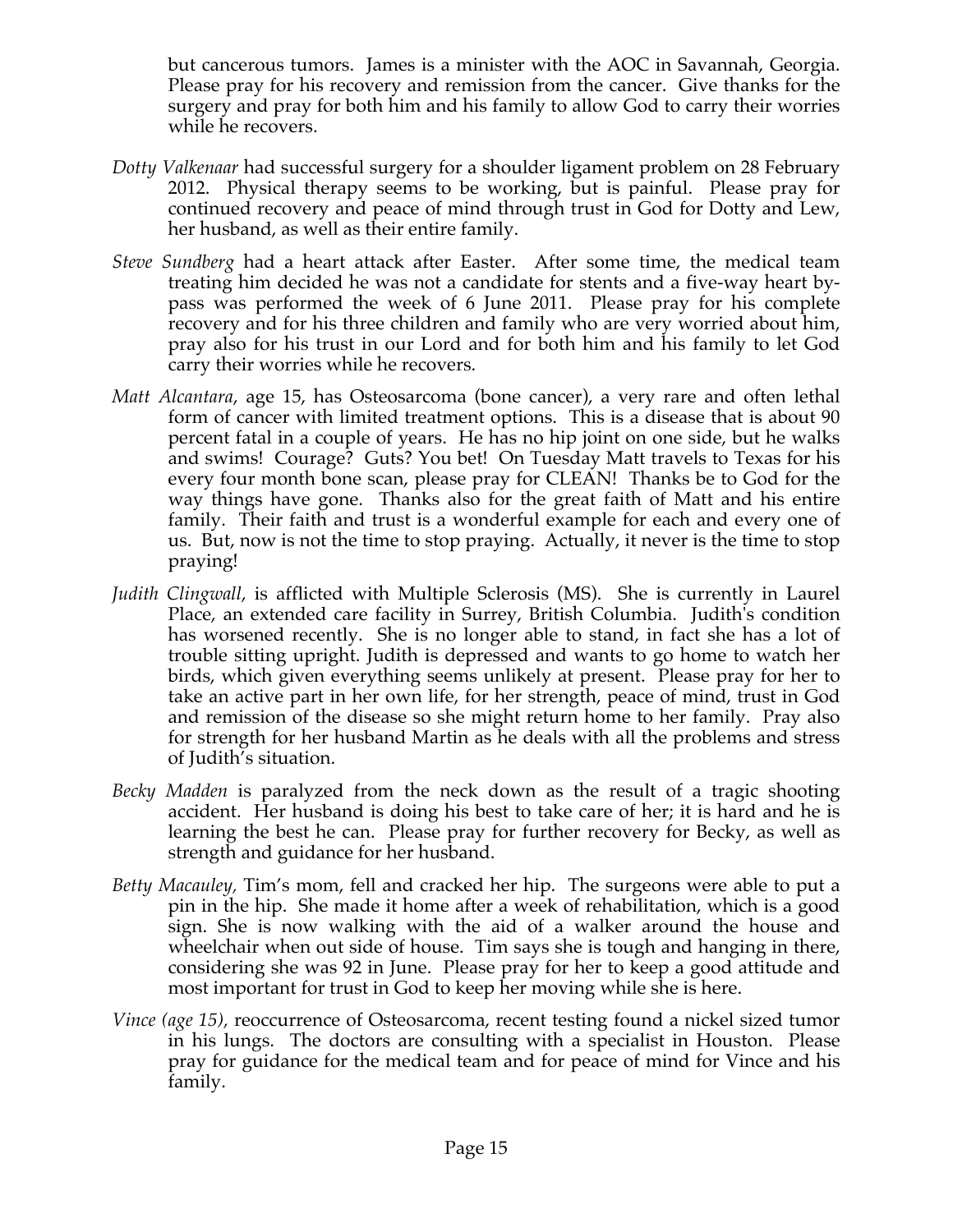but cancerous tumors. James is a minister with the AOC in Savannah, Georgia. Please pray for his recovery and remission from the cancer. Give thanks for the surgery and pray for both him and his family to allow God to carry their worries while he recovers.

*Dotty Valkenaar* had successful surgery for a shoulder ligament problem on 28 February 2012. Physical therapy seems to be working, but is painful. Please pray for continued recovery and peace of mind through trust in God for Dotty and Lew, her husband, as well as their entire family.

*Steve Sundberg* had a heart attack after Easter. After some time, the medical team treating him decided he was not a candidate for stents and a five-way heart bypass was performed the week of 6 June 2011. Please pray for his complete recovery and for his three children and family who are very worried about him, pray also for his trust in our Lord and for both him and his family to let God carry their worries while he recovers.

*Matt Alcantara*, age 15, has Osteosarcoma (bone cancer), a very rare and often lethal form of cancer with limited treatment options. This is a disease that is about 90 percent fatal in a couple of years. He has no hip joint on one side, but he walks and swims! Courage? Guts? You bet! On Tuesday Matt travels to Texas for his every four month bone scan, please pray for CLEAN! Thanks be to God for the way things have gone. Thanks also for the great faith of Matt and his entire family. Their faith and trust is a wonderful example for each and every one of us. But, now is not the time to stop praying. Actually, it never is the time to stop praying!

*Judith Clingwall*, is afflicted with Multiple Sclerosis (MS). She is currently in Laurel Place, an extended care facility in Surrey, British Columbia. Judith's condition has worsened recently. She is no longer able to stand, in fact she has a lot of trouble sitting upright. Judith is depressed and wants to go home to watch her birds, which given everything seems unlikely at present. Please pray for her to take an active part in her own life, for her strength, peace of mind, trust in God and remission of the disease so she might return home to her family. Pray also for strength for her husband Martin as he deals with all the problems and stress of Judith's situation.

*Becky Madden* is paralyzed from the neck down as the result of a tragic shooting accident. Her husband is doing his best to take care of her; it is hard and he is learning the best he can. Please pray for further recovery for Becky, as well as strength and guidance for her husband.

*Betty Macauley,* Tim's mom, fell and cracked her hip. The surgeons were able to put a pin in the hip. She made it home after a week of rehabilitation, which is a good sign. She is now walking with the aid of a walker around the house and wheelchair when out side of house. Tim says she is tough and hanging in there, considering she was 92 in June. Please pray for her to keep a good attitude and most important for trust in God to keep her moving while she is here.

*Vince (age 15),* reoccurrence of Osteosarcoma, recent testing found a nickel sized tumor in his lungs. The doctors are consulting with a specialist in Houston. Please pray for guidance for the medical team and for peace of mind for Vince and his family.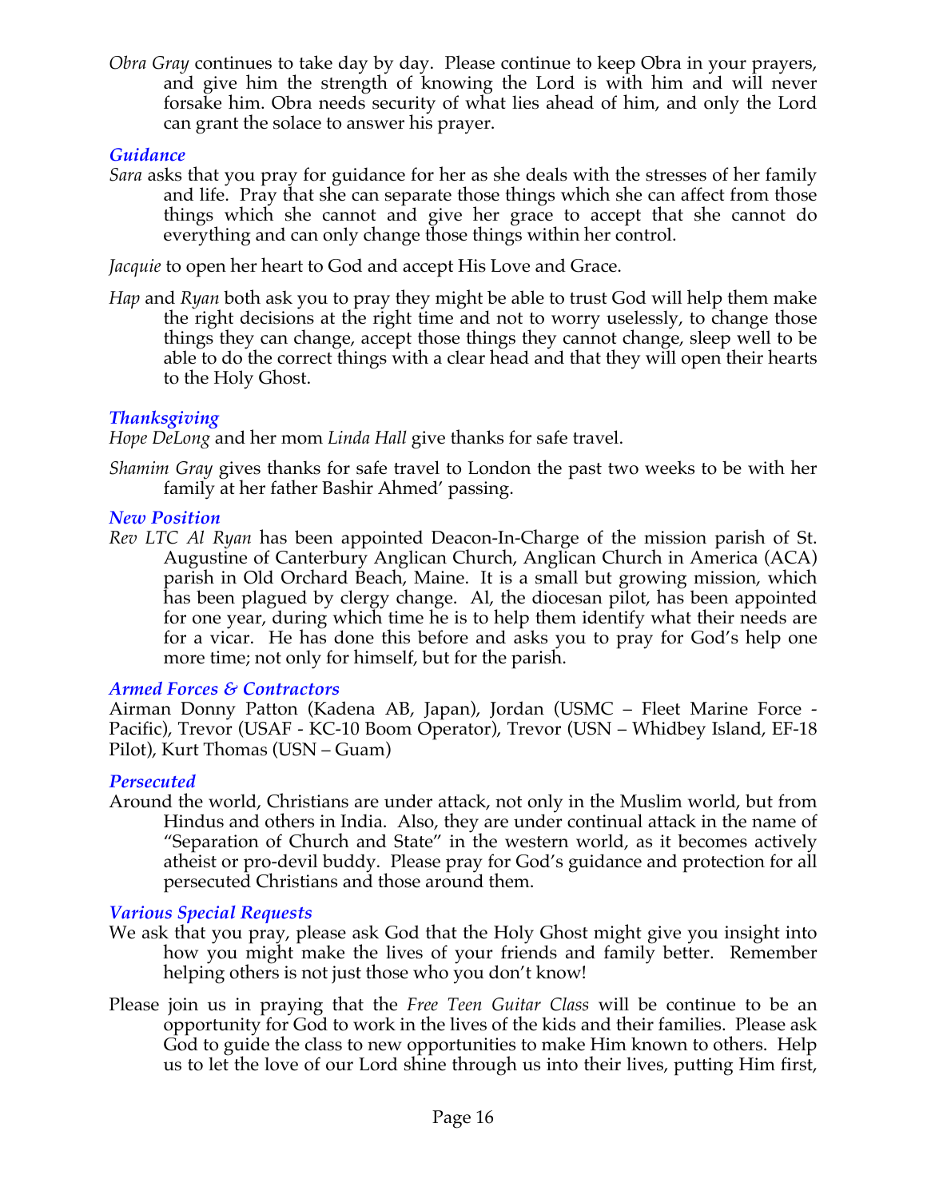*Obra Gray* continues to take day by day. Please continue to keep Obra in your prayers, and give him the strength of knowing the Lord is with him and will never forsake him. Obra needs security of what lies ahead of him, and only the Lord can grant the solace to answer his prayer.

### *Guidance*

*Sara* asks that you pray for guidance for her as she deals with the stresses of her family and life. Pray that she can separate those things which she can affect from those things which she cannot and give her grace to accept that she cannot do everything and can only change those things within her control.

*Jacquie* to open her heart to God and accept His Love and Grace.

*Hap* and *Ryan* both ask you to pray they might be able to trust God will help them make the right decisions at the right time and not to worry uselessly, to change those things they can change, accept those things they cannot change, sleep well to be able to do the correct things with a clear head and that they will open their hearts to the Holy Ghost.

### *Thanksgiving*

*Hope DeLong* and her mom *Linda Hall* give thanks for safe travel.

*Shamim Gray* gives thanks for safe travel to London the past two weeks to be with her family at her father Bashir Ahmed' passing.

### *New Position*

*Rev LTC Al Ryan* has been appointed Deacon-In-Charge of the mission parish of St. Augustine of Canterbury Anglican Church, Anglican Church in America (ACA) parish in Old Orchard Beach, Maine. It is a small but growing mission, which has been plagued by clergy change. Al, the diocesan pilot, has been appointed for one year, during which time he is to help them identify what their needs are for a vicar. He has done this before and asks you to pray for God's help one more time; not only for himself, but for the parish.

### *Armed Forces & Contractors*

Airman Donny Patton (Kadena AB, Japan), Jordan (USMC – Fleet Marine Force - Pacific), Trevor (USAF - KC-10 Boom Operator), Trevor (USN – Whidbey Island, EF-18 Pilot), Kurt Thomas (USN – Guam)

### *Persecuted*

Around the world, Christians are under attack, not only in the Muslim world, but from Hindus and others in India. Also, they are under continual attack in the name of "Separation of Church and State" in the western world, as it becomes actively atheist or pro-devil buddy. Please pray for God's guidance and protection for all persecuted Christians and those around them.

### *Various Special Requests*

We ask that you pray, please ask God that the Holy Ghost might give you insight into how you might make the lives of your friends and family better. Remember helping others is not just those who you don't know!

Please join us in praying that the *Free Teen Guitar Class* will be continue to be an opportunity for God to work in the lives of the kids and their families. Please ask God to guide the class to new opportunities to make Him known to others. Help us to let the love of our Lord shine through us into their lives, putting Him first,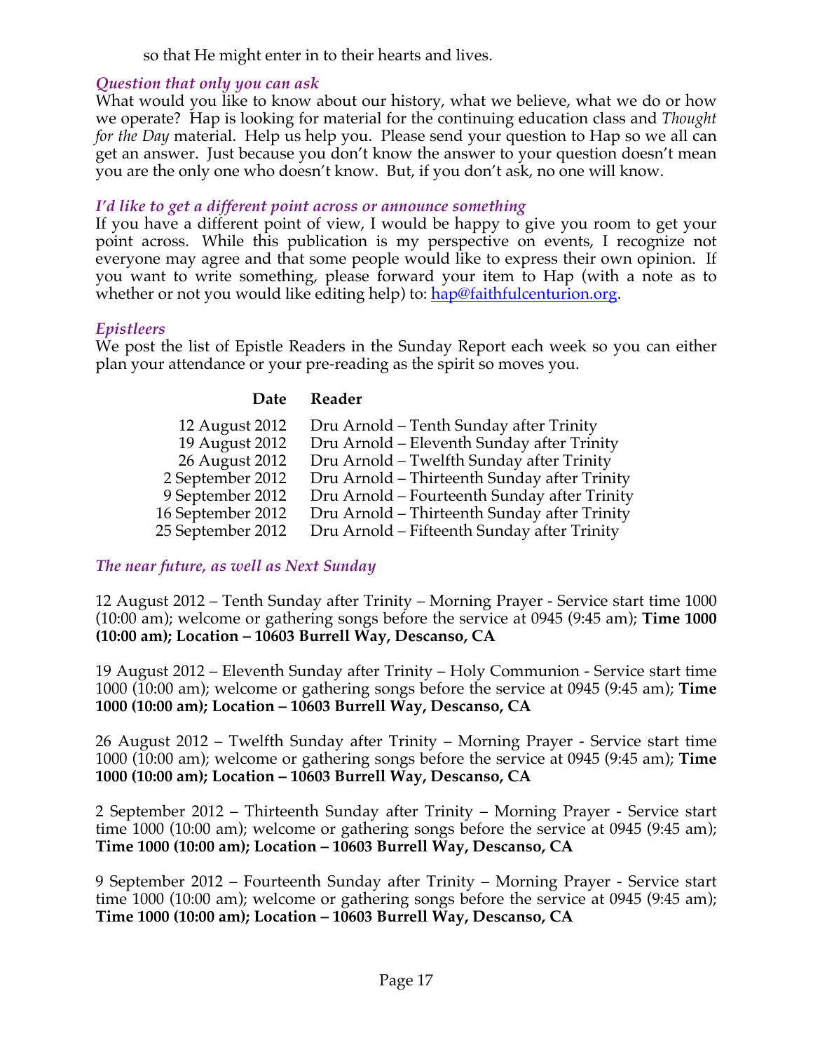so that He might enter in to their hearts and lives.

### *Question that only you can ask*

What would you like to know about our history, what we believe, what we do or how we operate? Hap is looking for material for the continuing education class and *Thought for the Day* material. Help us help you. Please send your question to Hap so we all can get an answer. Just because you don't know the answer to your question doesn't mean you are the only one who doesn't know. But, if you don't ask, no one will know.

### *I'd like to get a different point across or announce something*

If you have a different point of view, I would be happy to give you room to get your point across. While this publication is my perspective on events, I recognize not everyone may agree and that some people would like to express their own opinion. If you want to write something, please forward your item to Hap (with a note as to whether or not you would like editing help) to: hap@faithfulcenturion.org.

### *Epistleers*

We post the list of Epistle Readers in the Sunday Report each week so you can either plan your attendance or your pre-reading as the spirit so moves you.

| Date | Reader |
|---|---|
| 12 August 2012 | Dru Arnold – Tenth Sunday after Trinity |
| 19 August 2012 | Dru Arnold – Eleventh Sunday after Trinity |
| 26 August 2012 | Dru Arnold – Twelfth Sunday after Trinity |
| 2 September 2012 | Dru Arnold – Thirteenth Sunday after Trinity |
| 9 September 2012 | Dru Arnold – Fourteenth Sunday after Trinity |
| 16 September 2012 | Dru Arnold – Thirteenth Sunday after Trinity |
| 25 September 2012 | Dru Arnold – Fifteenth Sunday after Trinity |

### *The near future, as well as Next Sunday*

12 August 2012 – Tenth Sunday after Trinity – Morning Prayer - Service start time 1000 (10:00 am); welcome or gathering songs before the service at 0945 (9:45 am); **Time 1000 (10:00 am); Location – 10603 Burrell Way, Descanso, CA**

19 August 2012 – Eleventh Sunday after Trinity – Holy Communion - Service start time 1000 (10:00 am); welcome or gathering songs before the service at 0945 (9:45 am); **Time 1000 (10:00 am); Location – 10603 Burrell Way, Descanso, CA**

26 August 2012 – Twelfth Sunday after Trinity – Morning Prayer - Service start time 1000 (10:00 am); welcome or gathering songs before the service at 0945 (9:45 am); **Time 1000 (10:00 am); Location – 10603 Burrell Way, Descanso, CA**

2 September 2012 – Thirteenth Sunday after Trinity – Morning Prayer - Service start time 1000 (10:00 am); welcome or gathering songs before the service at 0945 (9:45 am); **Time 1000 (10:00 am); Location – 10603 Burrell Way, Descanso, CA**

9 September 2012 – Fourteenth Sunday after Trinity – Morning Prayer - Service start time 1000 (10:00 am); welcome or gathering songs before the service at 0945 (9:45 am); **Time 1000 (10:00 am); Location – 10603 Burrell Way, Descanso, CA**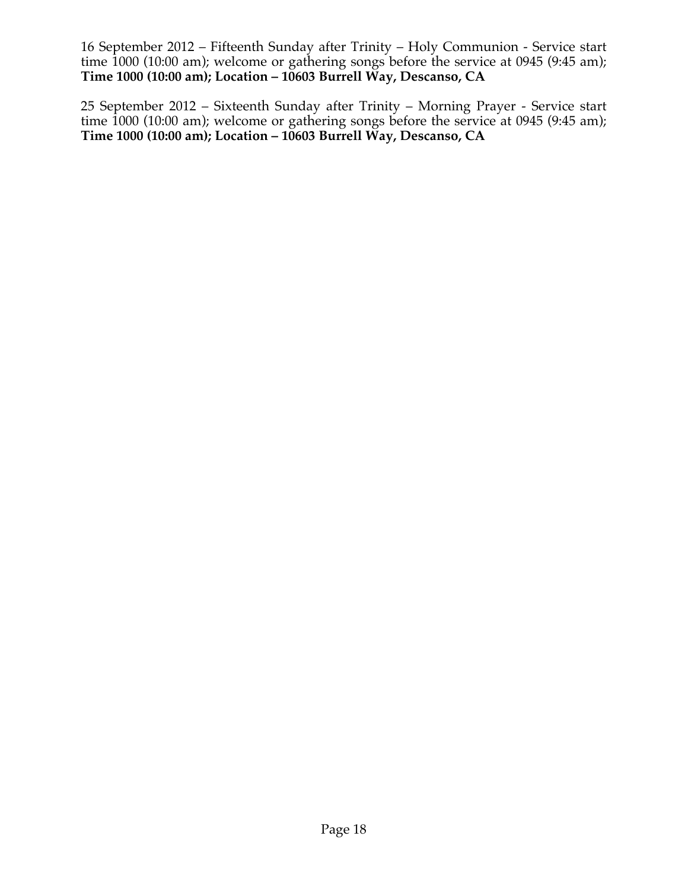16 September 2012 – Fifteenth Sunday after Trinity – Holy Communion - Service start time 1000 (10:00 am); welcome or gathering songs before the service at 0945 (9:45 am); **Time 1000 (10:00 am); Location – 10603 Burrell Way, Descanso, CA**

25 September 2012 – Sixteenth Sunday after Trinity – Morning Prayer - Service start time 1000 (10:00 am); welcome or gathering songs before the service at 0945 (9:45 am); **Time 1000 (10:00 am); Location – 10603 Burrell Way, Descanso, CA**